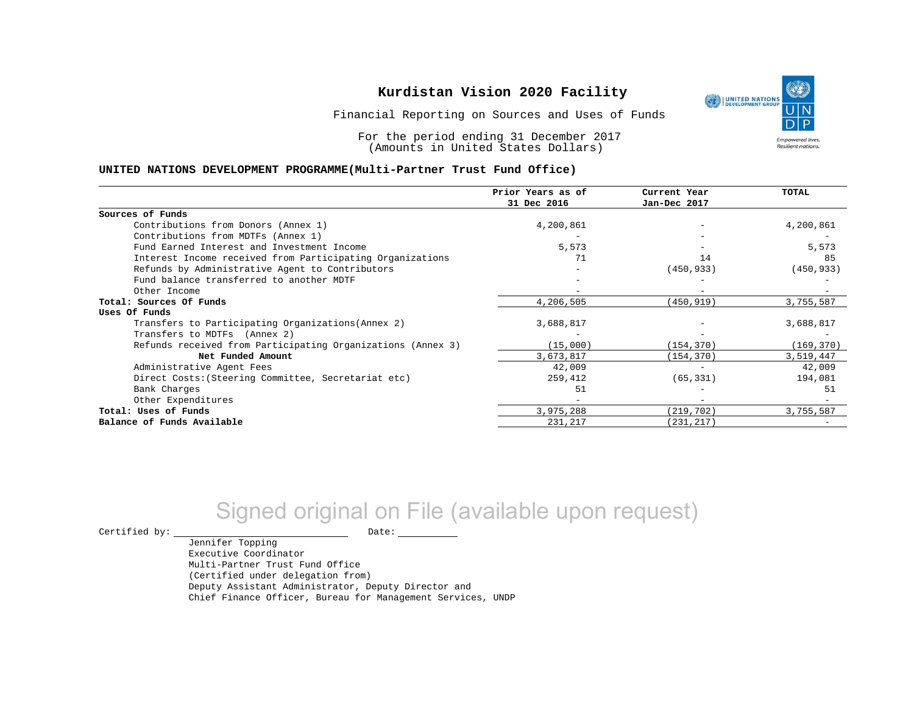# Kurdistan Vision 2020 Facility

Financial Reporting on Sources and Uses of Funds

For the period ending 31 December 2017
(Amounts in United States Dollars)

**UNITED NATIONS DEVELOPMENT PROGRAMME(Multi-Partner Trust Fund Office)**

| | Prior Years as of 31 Dec 2016 | Current Year Jan-Dec 2017 | TOTAL |
|---|---|---|---|
| **Sources of Funds** | | | |
| Contributions from Donors (Annex 1) | 4,200,861 | - | 4,200,861 |
| Contributions from MDTFs (Annex 1) | - | - | - |
| Fund Earned Interest and Investment Income | 5,573 | - | 5,573 |
| Interest Income received from Participating Organizations | 71 | 14 | 85 |
| Refunds by Administrative Agent to Contributors | - | (450,933) | (450,933) |
| Fund balance transferred to another MDTF | - | - | - |
| Other Income | - | - | - |
| **Total: Sources Of Funds** | 4,206,505 | (450,919) | 3,755,587 |
| **Uses Of Funds** | | | |
| Transfers to Participating Organizations(Annex 2) | 3,688,817 | - | 3,688,817 |
| Transfers to MDTFs (Annex 2) | - | - | - |
| Refunds received from Participating Organizations (Annex 3) | (15,000) | (154,370) | (169,370) |
| **Net Funded Amount** | 3,673,817 | (154,370) | 3,519,447 |
| Administrative Agent Fees | 42,009 | - | 42,009 |
| Direct Costs:(Steering Committee, Secretariat etc) | 259,412 | (65,331) | 194,081 |
| Bank Charges | 51 | - | 51 |
| Other Expenditures | - | - | - |
| **Total: Uses of Funds** | 3,975,288 | (219,702) | 3,755,587 |
| **Balance of Funds Available** | 231,217 | (231,217) | - |

Signed original on File (available upon request)

Certified by: \_\_\_\_\_\_\_\_\_\_\_\_\_\_\_\_\_\_\_\_ Date: \_\_\_\_\_\_\_\_\_\_

Jennifer Topping
Executive Coordinator
Multi-Partner Trust Fund Office
(Certified under delegation from)
Deputy Assistant Administrator, Deputy Director and
Chief Finance Officer, Bureau for Management Services, UNDP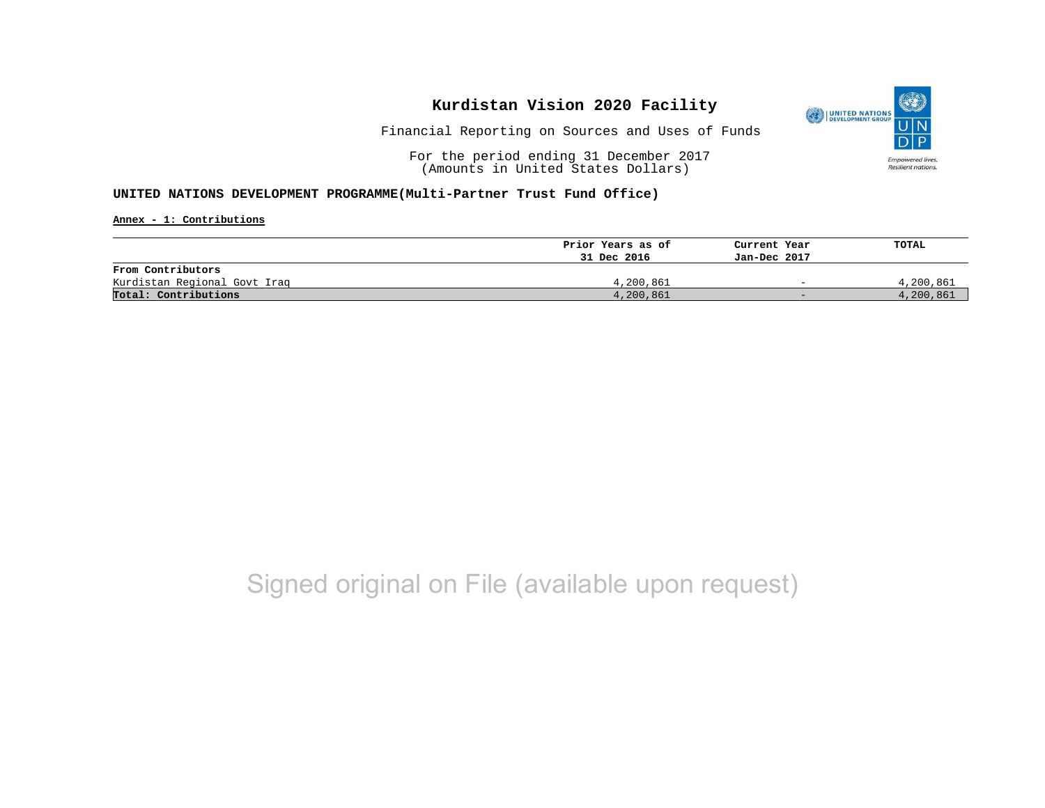# Kurdistan Vision 2020 Facility

Financial Reporting on Sources and Uses of Funds

For the period ending 31 December 2017
(Amounts in United States Dollars)

**UNITED NATIONS DEVELOPMENT PROGRAMME(Multi-Partner Trust Fund Office)**

**Annex - 1: Contributions**

| | Prior Years as of 31 Dec 2016 | Current Year Jan-Dec 2017 | TOTAL |
|---|---|---|---|
| **From Contributors** | | | |
| Kurdistan Regional Govt Iraq | 4,200,861 | - | 4,200,861 |
| **Total: Contributions** | 4,200,861 | - | 4,200,861 |

Signed original on File (available upon request)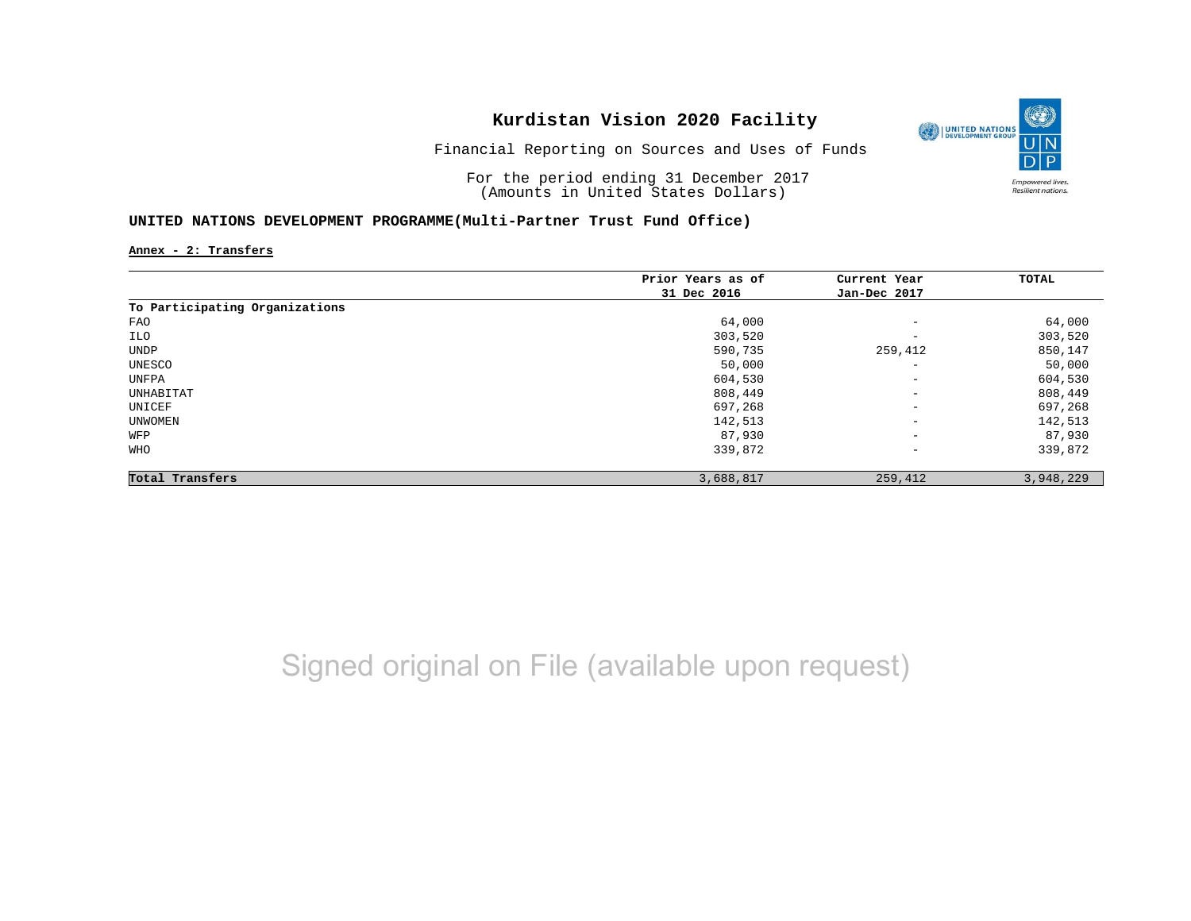# Kurdistan Vision 2020 Facility

Financial Reporting on Sources and Uses of Funds

For the period ending 31 December 2017
(Amounts in United States Dollars)

## UNITED NATIONS DEVELOPMENT PROGRAMME(Multi-Partner Trust Fund Office)

**Annex - 2: Transfers**

| | Prior Years as of 31 Dec 2016 | Current Year Jan-Dec 2017 | TOTAL |
|---|---|---|---|
| **To Participating Organizations** | | | |
| FAO | 64,000 | - | 64,000 |
| ILO | 303,520 | - | 303,520 |
| UNDP | 590,735 | 259,412 | 850,147 |
| UNESCO | 50,000 | - | 50,000 |
| UNFPA | 604,530 | - | 604,530 |
| UNHABITAT | 808,449 | - | 808,449 |
| UNICEF | 697,268 | - | 697,268 |
| UNWOMEN | 142,513 | - | 142,513 |
| WFP | 87,930 | - | 87,930 |
| WHO | 339,872 | - | 339,872 |
| **Total Transfers** | 3,688,817 | 259,412 | 3,948,229 |

Signed original on File (available upon request)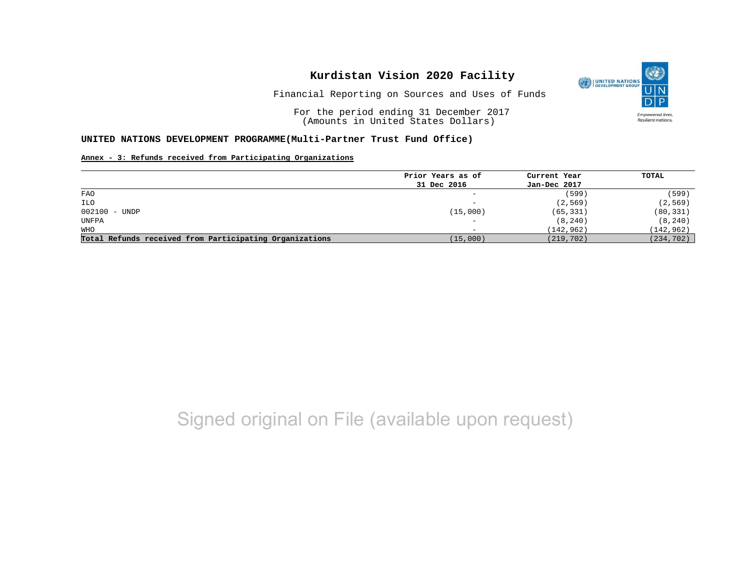# Kurdistan Vision 2020 Facility

Financial Reporting on Sources and Uses of Funds

For the period ending 31 December 2017
(Amounts in United States Dollars)

**UNITED NATIONS DEVELOPMENT PROGRAMME(Multi-Partner Trust Fund Office)**

**Annex - 3: Refunds received from Participating Organizations**

| | Prior Years as of 31 Dec 2016 | Current Year Jan-Dec 2017 | TOTAL |
|---|---|---|---|
| FAO | - | (599) | (599) |
| ILO | - | (2,569) | (2,569) |
| 002100 - UNDP | (15,000) | (65,331) | (80,331) |
| UNFPA | - | (8,240) | (8,240) |
| WHO | - | (142,962) | (142,962) |
| **Total Refunds received from Participating Organizations** | (15,000) | (219,702) | (234,702) |

Signed original on File (available upon request)